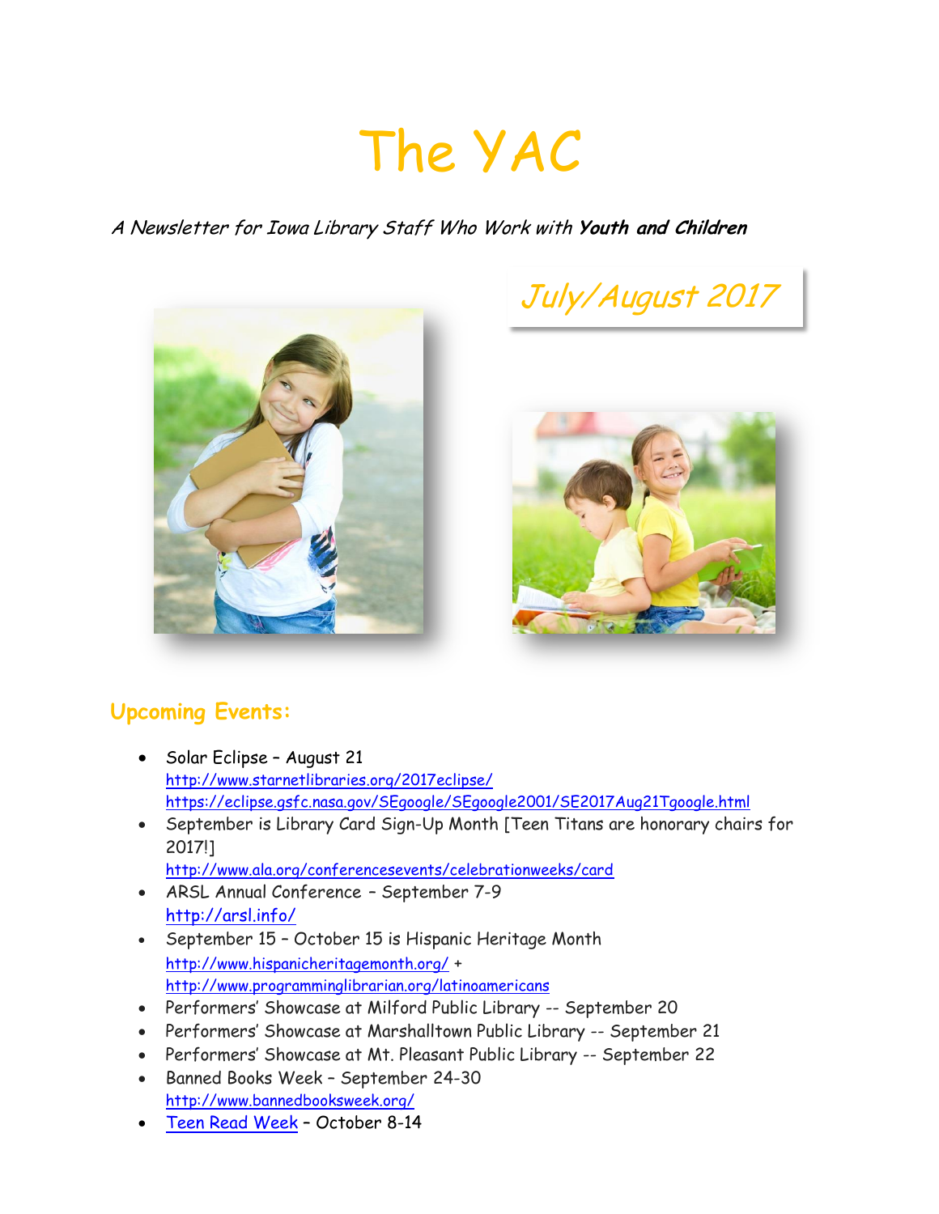# The YAC

*A Newsletter for Iowa Library Staff Who Work with* ***Youth and Children***

*July/August 2017*

## Upcoming Events:

- Solar Eclipse – August 21
  http://www.starnetlibraries.org/2017eclipse/
  https://eclipse.gsfc.nasa.gov/SEgoogle/SEgoogle2001/SE2017Aug21Tgoogle.html
- September is Library Card Sign-Up Month [Teen Titans are honorary chairs for 2017!]
  http://www.ala.org/conferencesevents/celebrationweeks/card
- ARSL Annual Conference – September 7-9
  http://arsl.info/
- September 15 – October 15 is Hispanic Heritage Month
  http://www.hispanicheritagemonth.org/ +
  http://www.programminglibrarian.org/latinoamericans
- Performers' Showcase at Milford Public Library -- September 20
- Performers' Showcase at Marshalltown Public Library -- September 21
- Performers' Showcase at Mt. Pleasant Public Library -- September 22
- Banned Books Week – September 24-30
  http://www.bannedbooksweek.org/
- Teen Read Week – October 8-14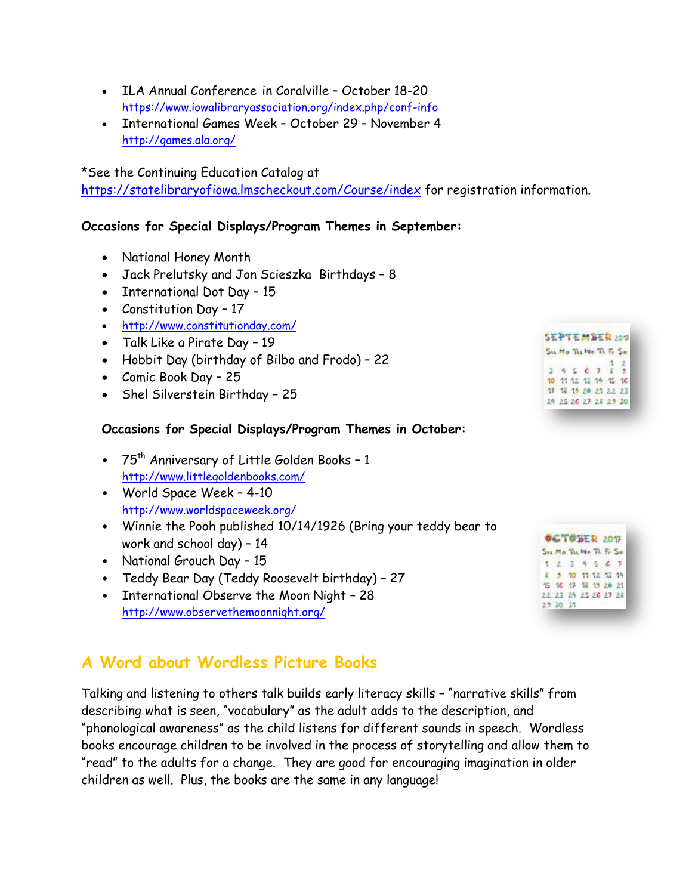- ILA Annual Conference in Coralville – October 18-20
  https://www.iowalibraryassociation.org/index.php/conf-info
- International Games Week – October 29 – November 4
  http://games.ala.org/

*See the Continuing Education Catalog at https://statelibraryofiowa.lmscheckout.com/Course/index for registration information.

**Occasions for Special Displays/Program Themes in September:**

- National Honey Month
- Jack Prelutsky and Jon Scieszka Birthdays – 8
- International Dot Day – 15
- Constitution Day – 17
- http://www.constitutionday.com/
- Talk Like a Pirate Day – 19
- Hobbit Day (birthday of Bilbo and Frodo) – 22
- Comic Book Day – 25
- Shel Silverstein Birthday – 25

**Occasions for Special Displays/Program Themes in October:**

- 75th Anniversary of Little Golden Books – 1
  http://www.littlegoldenbooks.com/
- World Space Week – 4-10
  http://www.worldspaceweek.org/
- Winnie the Pooh published 10/14/1926 (Bring your teddy bear to work and school day) – 14
- National Grouch Day – 15
- Teddy Bear Day (Teddy Roosevelt birthday) – 27
- International Observe the Moon Night – 28
  http://www.observethemoonnight.org/

## A Word about Wordless Picture Books

Talking and listening to others talk builds early literacy skills – "narrative skills" from describing what is seen, "vocabulary" as the adult adds to the description, and "phonological awareness" as the child listens for different sounds in speech. Wordless books encourage children to be involved in the process of storytelling and allow them to "read" to the adults for a change. They are good for encouraging imagination in older children as well. Plus, the books are the same in any language!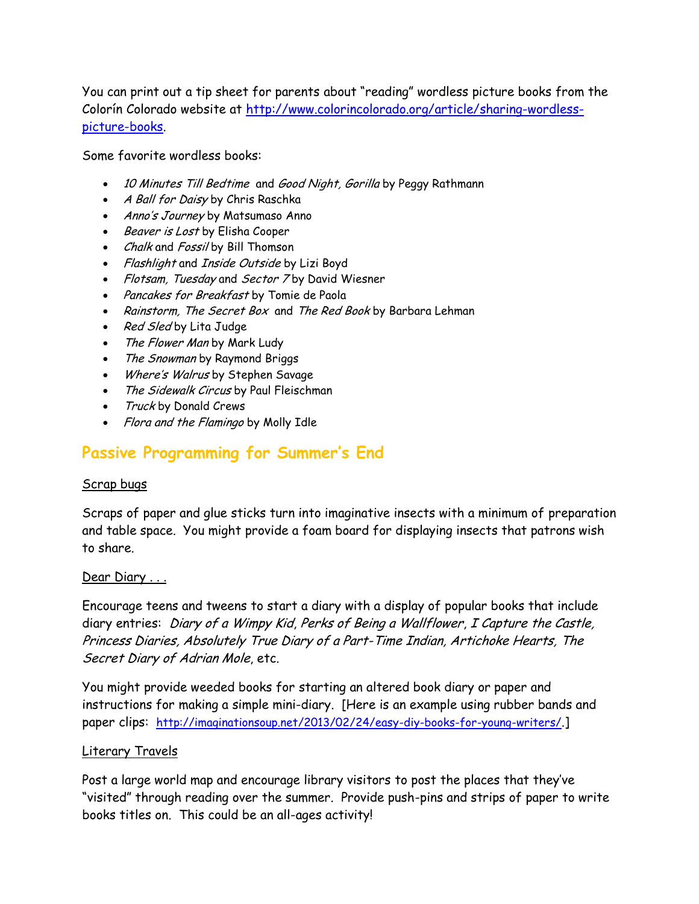You can print out a tip sheet for parents about "reading" wordless picture books from the Colorín Colorado website at [http://www.colorincolorado.org/article/sharing-wordless-picture-books](http://www.colorincolorado.org/article/sharing-wordless-picture-books).

Some favorite wordless books:

- *10 Minutes Till Bedtime* and *Good Night, Gorilla* by Peggy Rathmann
- *A Ball for Daisy* by Chris Raschka
- *Anno's Journey* by Matsumaso Anno
- *Beaver is Lost* by Elisha Cooper
- *Chalk* and *Fossil* by Bill Thomson
- *Flashlight* and *Inside Outside* by Lizi Boyd
- *Flotsam, Tuesday* and *Sector 7* by David Wiesner
- *Pancakes for Breakfast* by Tomie de Paola
- *Rainstorm, The Secret Box* and *The Red Book* by Barbara Lehman
- *Red Sled* by Lita Judge
- *The Flower Man* by Mark Ludy
- *The Snowman* by Raymond Briggs
- *Where's Walrus* by Stephen Savage
- *The Sidewalk Circus* by Paul Fleischman
- *Truck* by Donald Crews
- *Flora and the Flamingo* by Molly Idle

## Passive Programming for Summer's End

Scrap bugs

Scraps of paper and glue sticks turn into imaginative insects with a minimum of preparation and table space. You might provide a foam board for displaying insects that patrons wish to share.

Dear Diary . . .

Encourage teens and tweens to start a diary with a display of popular books that include diary entries: *Diary of a Wimpy Kid*, *Perks of Being a Wallflower*, *I Capture the Castle, Princess Diaries, Absolutely True Diary of a Part-Time Indian, Artichoke Hearts, The Secret Diary of Adrian Mole*, etc.

You might provide weeded books for starting an altered book diary or paper and instructions for making a simple mini-diary. [Here is an example using rubber bands and paper clips: [http://imaginationsoup.net/2013/02/24/easy-diy-books-for-young-writers/](http://imaginationsoup.net/2013/02/24/easy-diy-books-for-young-writers/).]

Literary Travels

Post a large world map and encourage library visitors to post the places that they've "visited" through reading over the summer. Provide push-pins and strips of paper to write books titles on. This could be an all-ages activity!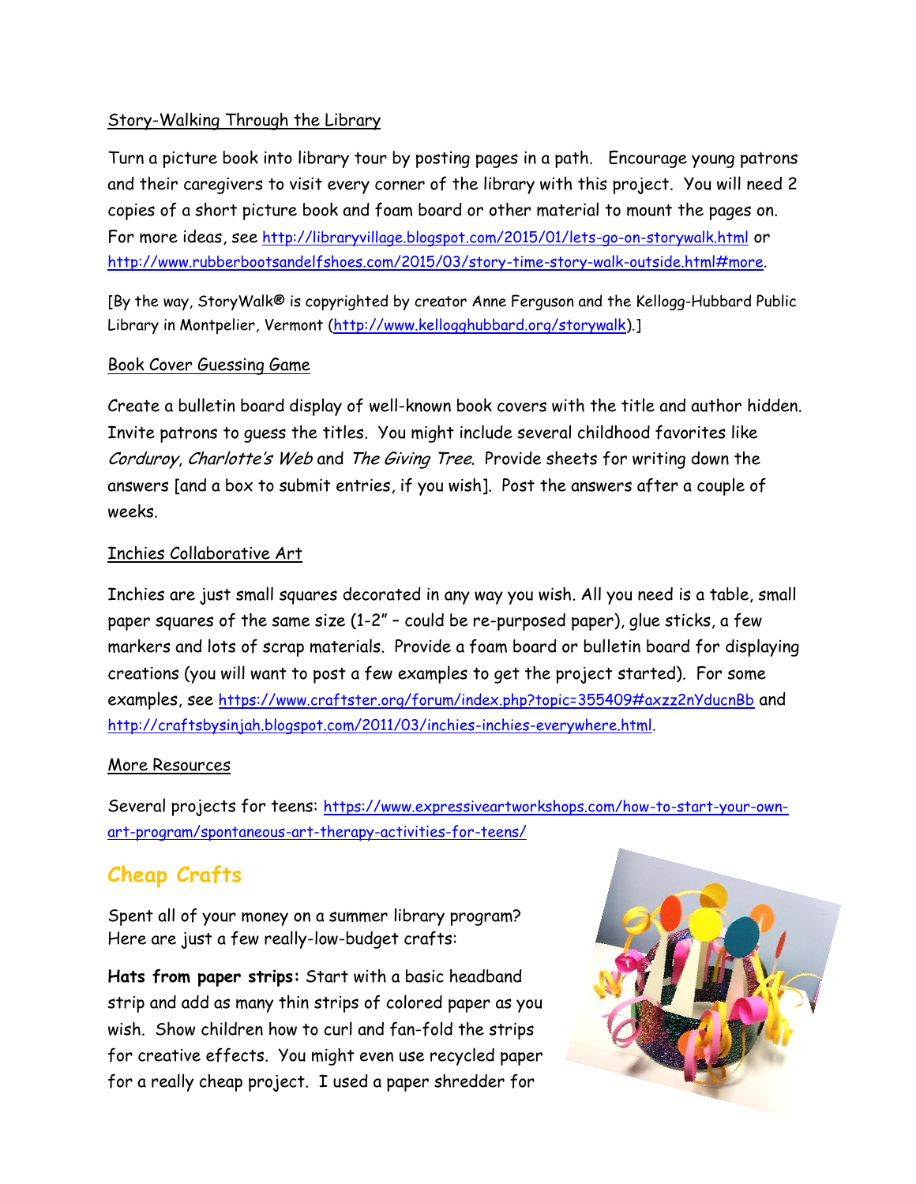Story-Walking Through the Library

Turn a picture book into library tour by posting pages in a path. Encourage young patrons and their caregivers to visit every corner of the library with this project. You will need 2 copies of a short picture book and foam board or other material to mount the pages on. For more ideas, see http://libraryvillage.blogspot.com/2015/01/lets-go-on-storywalk.html or http://www.rubberbootsandelfshoes.com/2015/03/story-time-story-walk-outside.html#more.

[By the way, StoryWalk® is copyrighted by creator Anne Ferguson and the Kellogg-Hubbard Public Library in Montpelier, Vermont (http://www.kellogghubbard.org/storywalk).]

Book Cover Guessing Game

Create a bulletin board display of well-known book covers with the title and author hidden. Invite patrons to guess the titles. You might include several childhood favorites like *Corduroy*, *Charlotte's Web* and *The Giving Tree*. Provide sheets for writing down the answers [and a box to submit entries, if you wish]. Post the answers after a couple of weeks.

Inchies Collaborative Art

Inchies are just small squares decorated in any way you wish. All you need is a table, small paper squares of the same size (1-2" – could be re-purposed paper), glue sticks, a few markers and lots of scrap materials. Provide a foam board or bulletin board for displaying creations (you will want to post a few examples to get the project started). For some examples, see https://www.craftster.org/forum/index.php?topic=355409#axzz2nYducnBb and http://craftsbysinjah.blogspot.com/2011/03/inchies-inchies-everywhere.html.

More Resources

Several projects for teens: https://www.expressiveartworkshops.com/how-to-start-your-own-art-program/spontaneous-art-therapy-activities-for-teens/

## Cheap Crafts

Spent all of your money on a summer library program? Here are just a few really-low-budget crafts:

**Hats from paper strips:** Start with a basic headband strip and add as many thin strips of colored paper as you wish. Show children how to curl and fan-fold the strips for creative effects. You might even use recycled paper for a really cheap project. I used a paper shredder for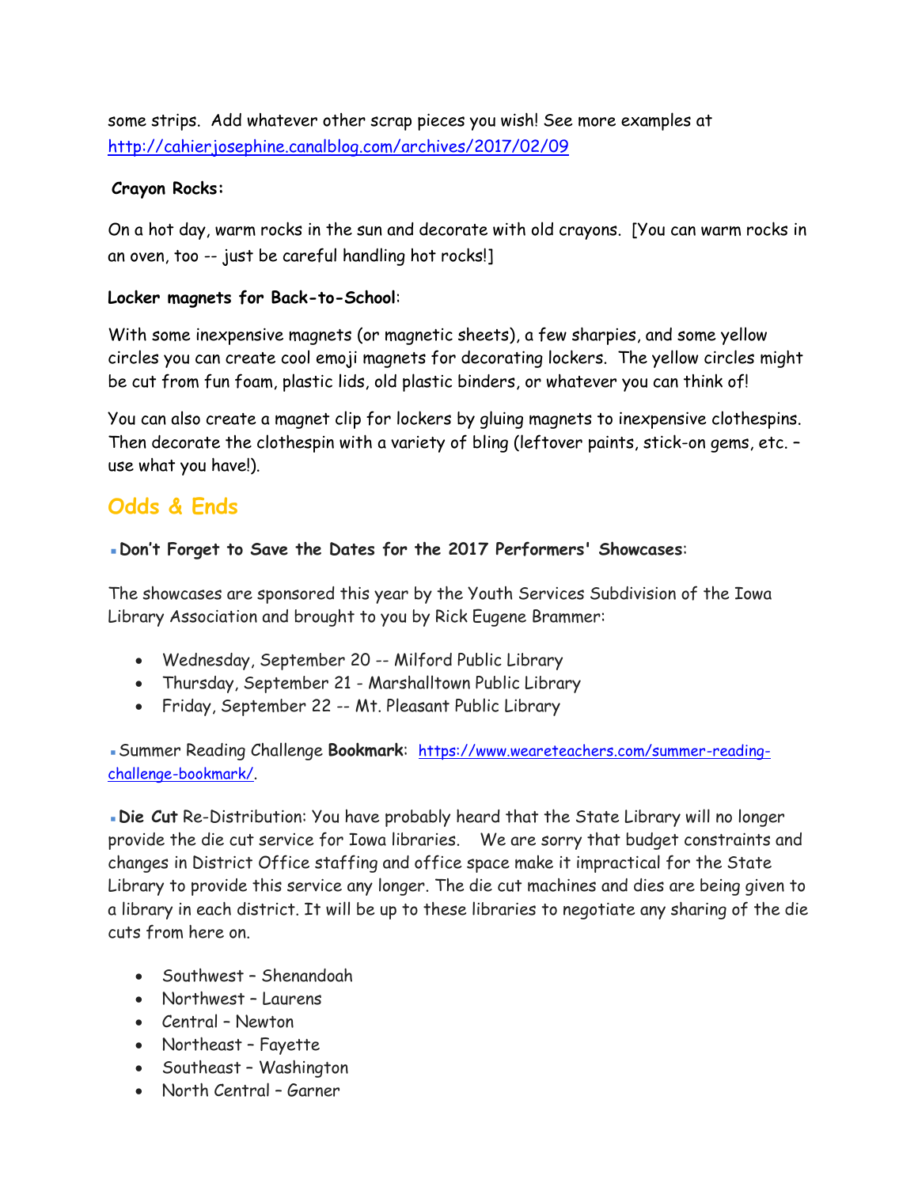some strips.  Add whatever other scrap pieces you wish! See more examples at http://cahierjosephine.canalblog.com/archives/2017/02/09

**Crayon Rocks:**

On a hot day, warm rocks in the sun and decorate with old crayons.  [You can warm rocks in an oven, too -- just be careful handling hot rocks!]

**Locker magnets for Back-to-School**:

With some inexpensive magnets (or magnetic sheets), a few sharpies, and some yellow circles you can create cool emoji magnets for decorating lockers.  The yellow circles might be cut from fun foam, plastic lids, old plastic binders, or whatever you can think of!

You can also create a magnet clip for lockers by gluing magnets to inexpensive clothespins. Then decorate the clothespin with a variety of bling (leftover paints, stick-on gems, etc. – use what you have!).

## Odds & Ends

- **Don't Forget to Save the Dates for the 2017 Performers' Showcases**:

The showcases are sponsored this year by the Youth Services Subdivision of the Iowa Library Association and brought to you by Rick Eugene Brammer:

- Wednesday, September 20 -- Milford Public Library
- Thursday, September 21 - Marshalltown Public Library
- Friday, September 22 -- Mt. Pleasant Public Library

- Summer Reading Challenge **Bookmark**: https://www.weareteachers.com/summer-reading-challenge-bookmark/.

- **Die Cut** Re-Distribution: You have probably heard that the State Library will no longer provide the die cut service for Iowa libraries.   We are sorry that budget constraints and changes in District Office staffing and office space make it impractical for the State Library to provide this service any longer. The die cut machines and dies are being given to a library in each district. It will be up to these libraries to negotiate any sharing of the die cuts from here on.

- Southwest – Shenandoah
- Northwest – Laurens
- Central – Newton
- Northeast – Fayette
- Southeast – Washington
- North Central – Garner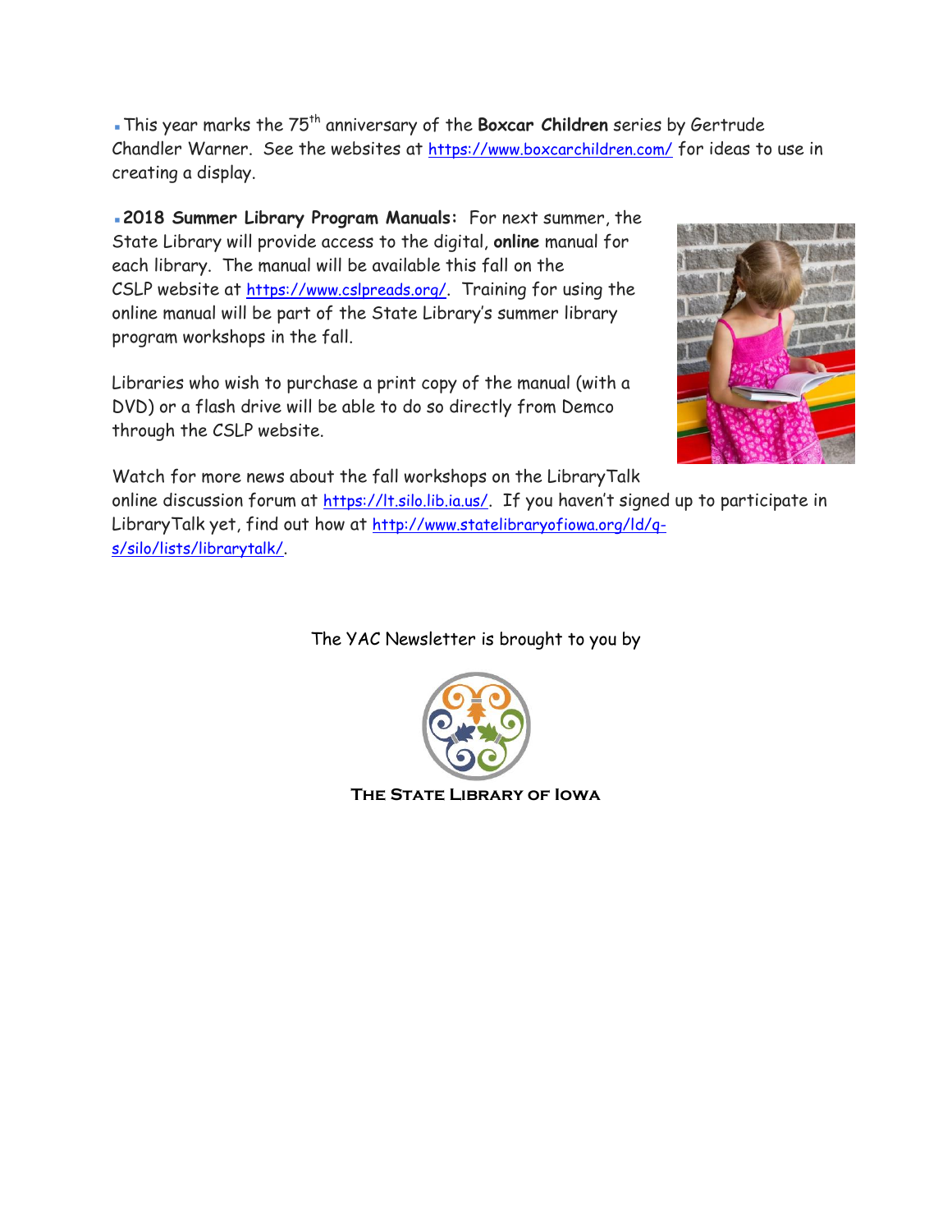- This year marks the 75th anniversary of the **Boxcar Children** series by Gertrude Chandler Warner. See the websites at https://www.boxcarchildren.com/ for ideas to use in creating a display.

- **2018 Summer Library Program Manuals:** For next summer, the State Library will provide access to the digital, **online** manual for each library. The manual will be available this fall on the CSLP website at https://www.cslpreads.org/. Training for using the online manual will be part of the State Library's summer library program workshops in the fall.

Libraries who wish to purchase a print copy of the manual (with a DVD) or a flash drive will be able to do so directly from Demco through the CSLP website.

Watch for more news about the fall workshops on the LibraryTalk online discussion forum at https://lt.silo.lib.ia.us/. If you haven't signed up to participate in LibraryTalk yet, find out how at http://www.statelibraryofiowa.org/ld/q-s/silo/lists/librarytalk/.

The YAC Newsletter is brought to you by

**The State Library of Iowa**